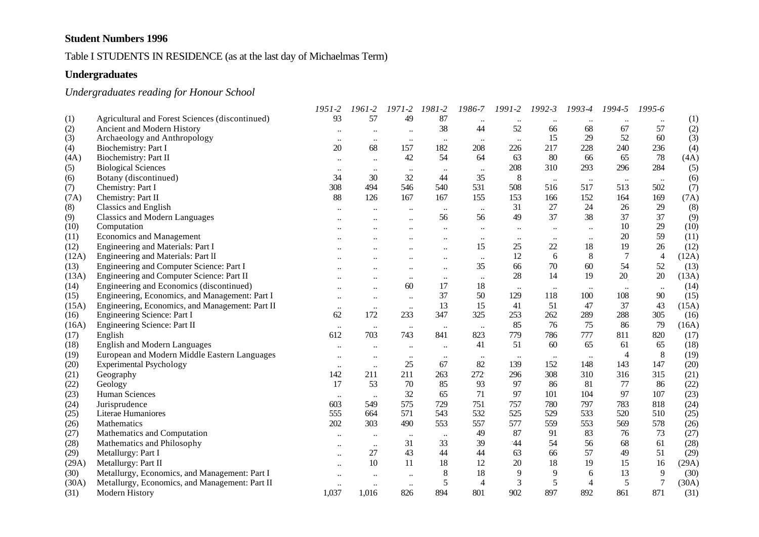**Student Numbers 1996**

Table I STUDENTS IN RESIDENCE (as at the last day of Michaelmas Term)

## Undergraduates

### *Undergraduates reading for Honour School*

| | | *1951-2* | *1961-2* | *1971-2* | *1981-2* | *1986-7* | *1991-2* | *1992-3* | *1993-4* | *1994-5* | *1995-6* | |
|---|---|---|---|---|---|---|---|---|---|---|---|---|
| (1) | Agricultural and Forest Sciences (discontinued) | 93 | 57 | 49 | 87 | .. | .. | .. | .. | .. | .. | (1) |
| (2) | Ancient and Modern History | .. | .. | .. | 38 | 44 | 52 | 66 | 68 | 67 | 57 | (2) |
| (3) | Archaeology and Anthropology | .. | .. | .. | .. | .. | .. | 15 | 29 | 52 | 60 | (3) |
| (4) | Biochemistry: Part I | 20 | 68 | 157 | 182 | 208 | 226 | 217 | 228 | 240 | 236 | (4) |
| (4A) | Biochemistry: Part II | .. | .. | 42 | 54 | 64 | 63 | 80 | 66 | 65 | 78 | (4A) |
| (5) | Biological Sciences | .. | .. | .. | .. | .. | 208 | 310 | 293 | 296 | 284 | (5) |
| (6) | Botany (discontinued) | 34 | 30 | 32 | 44 | 35 | 8 | .. | .. | .. | .. | (6) |
| (7) | Chemistry: Part I | 308 | 494 | 546 | 540 | 531 | 508 | 516 | 517 | 513 | 502 | (7) |
| (7A) | Chemistry: Part II | 88 | 126 | 167 | 167 | 155 | 153 | 166 | 152 | 164 | 169 | (7A) |
| (8) | Classics and English | .. | .. | .. | .. | .. | 31 | 27 | 24 | 26 | 29 | (8) |
| (9) | Classics and Modern Languages | .. | .. | .. | 56 | 56 | 49 | 37 | 38 | 37 | 37 | (9) |
| (10) | Computation | .. | .. | .. | .. | .. | .. | .. | .. | 10 | 29 | (10) |
| (11) | Economics and Management | .. | .. | .. | .. | .. | .. | .. | .. | 20 | 59 | (11) |
| (12) | Engineering and Materials: Part I | .. | .. | .. | .. | 15 | 25 | 22 | 18 | 19 | 26 | (12) |
| (12A) | Engineering and Materials: Part II | .. | .. | .. | .. | .. | 12 | 6 | 8 | 7 | 4 | (12A) |
| (13) | Engineering and Computer Science: Part I | .. | .. | .. | .. | 35 | 66 | 70 | 60 | 54 | 52 | (13) |
| (13A) | Engineering and Computer Science: Part II | .. | .. | .. | .. | .. | 28 | 14 | 19 | 20 | 20 | (13A) |
| (14) | Engineering and Economics (discontinued) | .. | .. | 60 | 17 | 18 | .. | .. | .. | .. | .. | (14) |
| (15) | Engineering, Economics, and Management: Part I | .. | .. | .. | 37 | 50 | 129 | 118 | 100 | 108 | 90 | (15) |
| (15A) | Engineering, Economics, and Management: Part II | .. | .. | .. | 13 | 15 | 41 | 51 | 47 | 37 | 43 | (15A) |
| (16) | Engineering Science: Part I | 62 | 172 | 233 | 347 | 325 | 253 | 262 | 289 | 288 | 305 | (16) |
| (16A) | Engineering Science: Part II | .. | .. | .. | .. | .. | 85 | 76 | 75 | 86 | 79 | (16A) |
| (17) | English | 612 | 703 | 743 | 841 | 823 | 779 | 786 | 777 | 811 | 820 | (17) |
| (18) | English and Modern Languages | .. | .. | .. | .. | 41 | 51 | 60 | 65 | 61 | 65 | (18) |
| (19) | European and Modern Middle Eastern Languages | .. | .. | .. | .. | .. | .. | .. | .. | 4 | 8 | (19) |
| (20) | Experimental Psychology | .. | .. | 25 | 67 | 82 | 139 | 152 | 148 | 143 | 147 | (20) |
| (21) | Geography | 142 | 211 | 211 | 263 | 272 | 296 | 308 | 310 | 316 | 315 | (21) |
| (22) | Geology | 17 | 53 | 70 | 85 | 93 | 97 | 86 | 81 | 77 | 86 | (22) |
| (23) | Human Sciences | .. | .. | 32 | 65 | 71 | 97 | 101 | 104 | 97 | 107 | (23) |
| (24) | Jurisprudence | 603 | 549 | 575 | 729 | 751 | 757 | 780 | 797 | 783 | 818 | (24) |
| (25) | Literae Humaniores | 555 | 664 | 571 | 543 | 532 | 525 | 529 | 533 | 520 | 510 | (25) |
| (26) | Mathematics | 202 | 303 | 490 | 553 | 557 | 577 | 559 | 553 | 569 | 578 | (26) |
| (27) | Mathematics and Computation | .. | .. | .. | .. | 49 | 87 | 91 | 83 | 76 | 73 | (27) |
| (28) | Mathematics and Philosophy | .. | .. | 31 | 33 | 39 | 44 | 54 | 56 | 68 | 61 | (28) |
| (29) | Metallurgy: Part I | .. | 27 | 43 | 44 | 44 | 63 | 66 | 57 | 49 | 51 | (29) |
| (29A) | Metallurgy: Part II | .. | 10 | 11 | 18 | 12 | 20 | 18 | 19 | 15 | 16 | (29A) |
| (30) | Metallurgy, Economics, and Management: Part I | .. | .. | .. | 8 | 18 | 9 | 9 | 6 | 13 | 9 | (30) |
| (30A) | Metallurgy, Economics, and Management: Part II | .. | .. | .. | 5 | 4 | 3 | 5 | 4 | 5 | 7 | (30A) |
| (31) | Modern History | 1,037 | 1,016 | 826 | 894 | 801 | 902 | 897 | 892 | 861 | 871 | (31) |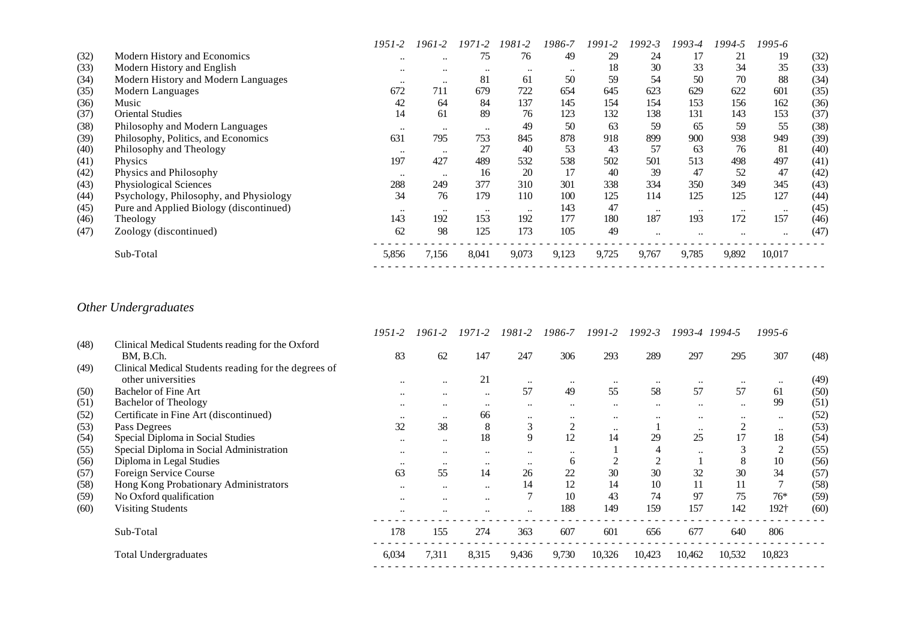| | | 1951-2 | 1961-2 | 1971-2 | 1981-2 | 1986-7 | 1991-2 | 1992-3 | 1993-4 | 1994-5 | 1995-6 | |
|---|---|---|---|---|---|---|---|---|---|---|---|---|
| (32) | Modern History and Economics | .. | .. | 75 | 76 | 49 | 29 | 24 | 17 | 21 | 19 | (32) |
| (33) | Modern History and English | .. | .. | .. | .. | .. | 18 | 30 | 33 | 34 | 35 | (33) |
| (34) | Modern History and Modern Languages | .. | .. | 81 | 61 | 50 | 59 | 54 | 50 | 70 | 88 | (34) |
| (35) | Modern Languages | 672 | 711 | 679 | 722 | 654 | 645 | 623 | 629 | 622 | 601 | (35) |
| (36) | Music | 42 | 64 | 84 | 137 | 145 | 154 | 154 | 153 | 156 | 162 | (36) |
| (37) | Oriental Studies | 14 | 61 | 89 | 76 | 123 | 132 | 138 | 131 | 143 | 153 | (37) |
| (38) | Philosophy and Modern Languages | .. | .. | .. | 49 | 50 | 63 | 59 | 65 | 59 | 55 | (38) |
| (39) | Philosophy, Politics, and Economics | 631 | 795 | 753 | 845 | 878 | 918 | 899 | 900 | 938 | 949 | (39) |
| (40) | Philosophy and Theology | .. | .. | 27 | 40 | 53 | 43 | 57 | 63 | 76 | 81 | (40) |
| (41) | Physics | 197 | 427 | 489 | 532 | 538 | 502 | 501 | 513 | 498 | 497 | (41) |
| (42) | Physics and Philosophy | .. | .. | 16 | 20 | 17 | 40 | 39 | 47 | 52 | 47 | (42) |
| (43) | Physiological Sciences | 288 | 249 | 377 | 310 | 301 | 338 | 334 | 350 | 349 | 345 | (43) |
| (44) | Psychology, Philosophy, and Physiology | 34 | 76 | 179 | 110 | 100 | 125 | 114 | 125 | 125 | 127 | (44) |
| (45) | Pure and Applied Biology (discontinued) | .. | .. | .. | .. | 143 | 47 | .. | .. | .. | .. | (45) |
| (46) | Theology | 143 | 192 | 153 | 192 | 177 | 180 | 187 | 193 | 172 | 157 | (46) |
| (47) | Zoology (discontinued) | 62 | 98 | 125 | 173 | 105 | 49 | .. | .. | .. | .. | (47) |
| | Sub-Total | 5,856 | 7,156 | 8,041 | 9,073 | 9,123 | 9,725 | 9,767 | 9,785 | 9,892 | 10,017 | |

## *Other Undergraduates*

| | | 1951-2 | 1961-2 | 1971-2 | 1981-2 | 1986-7 | 1991-2 | 1992-3 | 1993-4 | 1994-5 | 1995-6 | |
|---|---|---|---|---|---|---|---|---|---|---|---|---|
| (48) | Clinical Medical Students reading for the Oxford BM, B.Ch. | 83 | 62 | 147 | 247 | 306 | 293 | 289 | 297 | 295 | 307 | (48) |
| (49) | Clinical Medical Students reading for the degrees of other universities | .. | .. | 21 | .. | .. | .. | .. | .. | .. | .. | (49) |
| (50) | Bachelor of Fine Art | .. | .. | .. | 57 | 49 | 55 | 58 | 57 | 57 | 61 | (50) |
| (51) | Bachelor of Theology | .. | .. | .. | .. | .. | .. | .. | .. | .. | 99 | (51) |
| (52) | Certificate in Fine Art (discontinued) | .. | .. | 66 | .. | .. | .. | .. | .. | .. | .. | (52) |
| (53) | Pass Degrees | 32 | 38 | 8 | 3 | 2 | .. | 1 | .. | 2 | .. | (53) |
| (54) | Special Diploma in Social Studies | .. | .. | 18 | 9 | 12 | 14 | 29 | 25 | 17 | 18 | (54) |
| (55) | Special Diploma in Social Administration | .. | .. | .. | .. | .. | 1 | 4 | .. | 3 | 2 | (55) |
| (56) | Diploma in Legal Studies | .. | .. | .. | .. | 6 | 2 | 2 | 1 | 8 | 10 | (56) |
| (57) | Foreign Service Course | 63 | 55 | 14 | 26 | 22 | 30 | 30 | 32 | 30 | 34 | (57) |
| (58) | Hong Kong Probationary Administrators | .. | .. | .. | 14 | 12 | 14 | 10 | 11 | 11 | 7 | (58) |
| (59) | No Oxford qualification | .. | .. | .. | 7 | 10 | 43 | 74 | 97 | 75 | 76* | (59) |
| (60) | Visiting Students | .. | .. | .. | .. | 188 | 149 | 159 | 157 | 142 | 192† | (60) |
| | Sub-Total | 178 | 155 | 274 | 363 | 607 | 601 | 656 | 677 | 640 | 806 | |
| | Total Undergraduates | 6,034 | 7,311 | 8,315 | 9,436 | 9,730 | 10,326 | 10,423 | 10,462 | 10,532 | 10,823 | |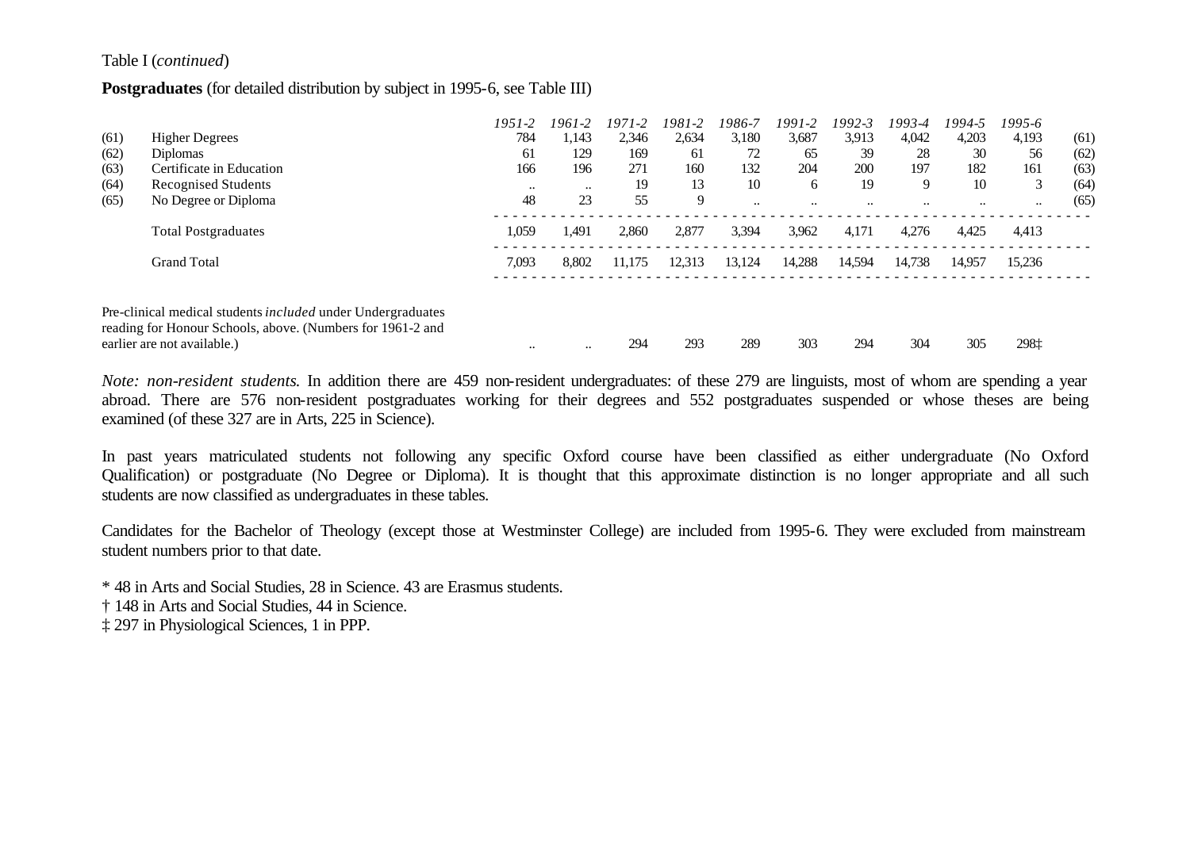Table I (*continued*)

**Postgraduates** (for detailed distribution by subject in 1995-6, see Table III)

| | | *1951-2* | *1961-2* | *1971-2* | *1981-2* | *1986-7* | *1991-2* | *1992-3* | *1993-4* | *1994-5* | *1995-6* | |
|---|---|---|---|---|---|---|---|---|---|---|---|---|
| (61) | Higher Degrees | 784 | 1,143 | 2,346 | 2,634 | 3,180 | 3,687 | 3,913 | 4,042 | 4,203 | 4,193 | (61) |
| (62) | Diplomas | 61 | 129 | 169 | 61 | 72 | 65 | 39 | 28 | 30 | 56 | (62) |
| (63) | Certificate in Education | 166 | 196 | 271 | 160 | 132 | 204 | 200 | 197 | 182 | 161 | (63) |
| (64) | Recognised Students | .. | .. | 19 | 13 | 10 | 6 | 19 | 9 | 10 | 3 | (64) |
| (65) | No Degree or Diploma | 48 | 23 | 55 | 9 | .. | .. | .. | .. | .. | .. | (65) |
| | Total Postgraduates | 1,059 | 1,491 | 2,860 | 2,877 | 3,394 | 3,962 | 4,171 | 4,276 | 4,425 | 4,413 | |
| | Grand Total | 7,093 | 8,802 | 11,175 | 12,313 | 13,124 | 14,288 | 14,594 | 14,738 | 14,957 | 15,236 | |
| | Pre-clinical medical students *included* under Undergraduates reading for Honour Schools, above. (Numbers for 1961-2 and earlier are not available.) | .. | .. | 294 | 293 | 289 | 303 | 294 | 304 | 305 | 298‡ | |

*Note: non-resident students.* In addition there are 459 non-resident undergraduates: of these 279 are linguists, most of whom are spending a year abroad. There are 576 non-resident postgraduates working for their degrees and 552 postgraduates suspended or whose theses are being examined (of these 327 are in Arts, 225 in Science).

In past years matriculated students not following any specific Oxford course have been classified as either undergraduate (No Oxford Qualification) or postgraduate (No Degree or Diploma). It is thought that this approximate distinction is no longer appropriate and all such students are now classified as undergraduates in these tables.

Candidates for the Bachelor of Theology (except those at Westminster College) are included from 1995-6. They were excluded from mainstream student numbers prior to that date.

* 48 in Arts and Social Studies, 28 in Science. 43 are Erasmus students.

† 148 in Arts and Social Studies, 44 in Science.

‡ 297 in Physiological Sciences, 1 in PPP.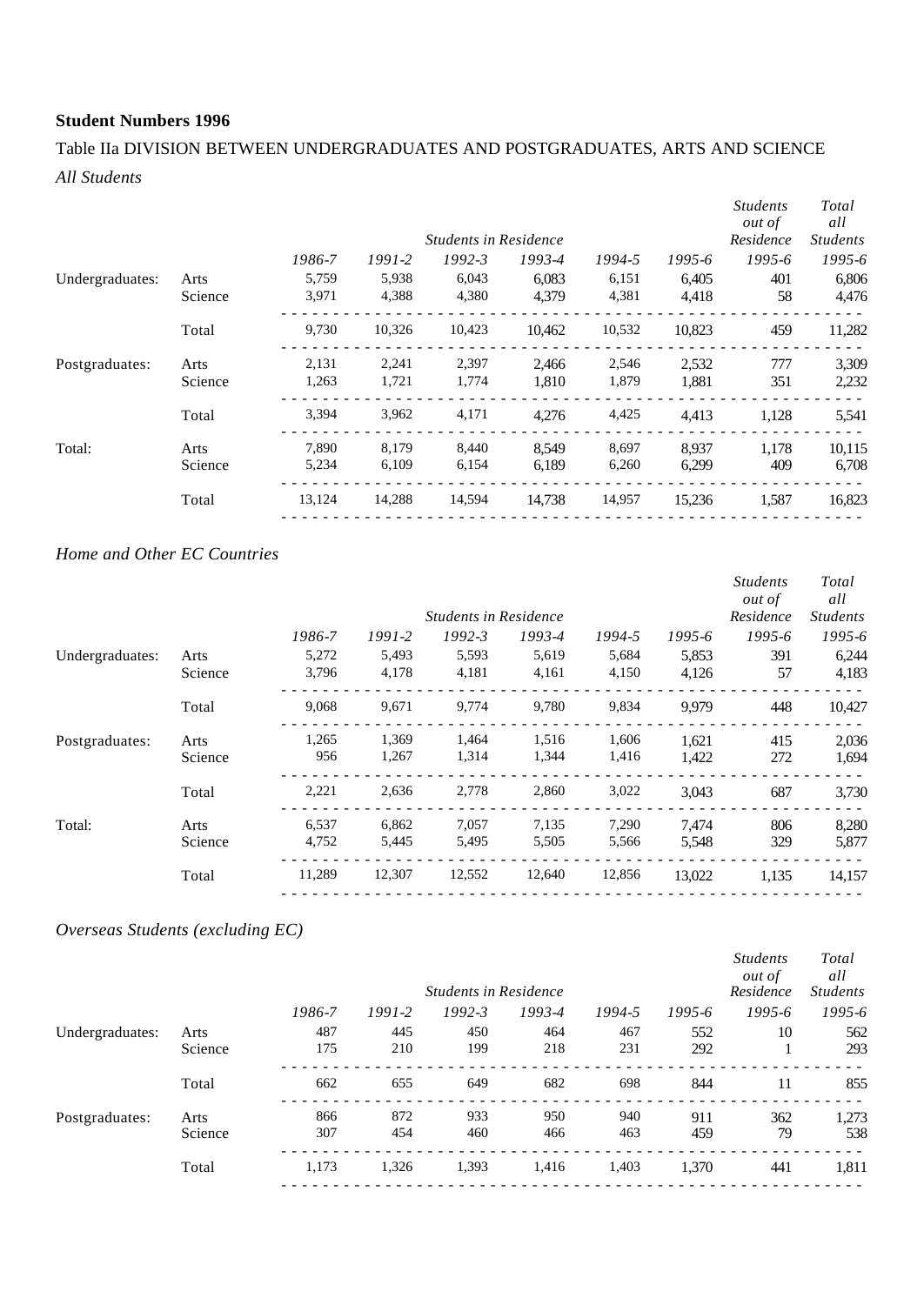**Student Numbers 1996**

Table IIa DIVISION BETWEEN UNDERGRADUATES AND POSTGRADUATES, ARTS AND SCIENCE

*All Students*

| | | *Students in Residence* | | | | | | *Students out of Residence* | *Total all Students* |
|---|---|---|---|---|---|---|---|---|---|
| | | *1986-7* | *1991-2* | *1992-3* | *1993-4* | *1994-5* | *1995-6* | *1995-6* | *1995-6* |
| Undergraduates: | Arts | 5,759 | 5,938 | 6,043 | 6,083 | 6,151 | 6,405 | 401 | 6,806 |
| | Science | 3,971 | 4,388 | 4,380 | 4,379 | 4,381 | 4,418 | 58 | 4,476 |
| | Total | 9,730 | 10,326 | 10,423 | 10,462 | 10,532 | 10,823 | 459 | 11,282 |
| Postgraduates: | Arts | 2,131 | 2,241 | 2,397 | 2,466 | 2,546 | 2,532 | 777 | 3,309 |
| | Science | 1,263 | 1,721 | 1,774 | 1,810 | 1,879 | 1,881 | 351 | 2,232 |
| | Total | 3,394 | 3,962 | 4,171 | 4,276 | 4,425 | 4,413 | 1,128 | 5,541 |
| Total: | Arts | 7,890 | 8,179 | 8,440 | 8,549 | 8,697 | 8,937 | 1,178 | 10,115 |
| | Science | 5,234 | 6,109 | 6,154 | 6,189 | 6,260 | 6,299 | 409 | 6,708 |
| | Total | 13,124 | 14,288 | 14,594 | 14,738 | 14,957 | 15,236 | 1,587 | 16,823 |

*Home and Other EC Countries*

| | | *Students in Residence* | | | | | | *Students out of Residence* | *Total all Students* |
|---|---|---|---|---|---|---|---|---|---|
| | | *1986-7* | *1991-2* | *1992-3* | *1993-4* | *1994-5* | *1995-6* | *1995-6* | *1995-6* |
| Undergraduates: | Arts | 5,272 | 5,493 | 5,593 | 5,619 | 5,684 | 5,853 | 391 | 6,244 |
| | Science | 3,796 | 4,178 | 4,181 | 4,161 | 4,150 | 4,126 | 57 | 4,183 |
| | Total | 9,068 | 9,671 | 9,774 | 9,780 | 9,834 | 9,979 | 448 | 10,427 |
| Postgraduates: | Arts | 1,265 | 1,369 | 1,464 | 1,516 | 1,606 | 1,621 | 415 | 2,036 |
| | Science | 956 | 1,267 | 1,314 | 1,344 | 1,416 | 1,422 | 272 | 1,694 |
| | Total | 2,221 | 2,636 | 2,778 | 2,860 | 3,022 | 3,043 | 687 | 3,730 |
| Total: | Arts | 6,537 | 6,862 | 7,057 | 7,135 | 7,290 | 7,474 | 806 | 8,280 |
| | Science | 4,752 | 5,445 | 5,495 | 5,505 | 5,566 | 5,548 | 329 | 5,877 |
| | Total | 11,289 | 12,307 | 12,552 | 12,640 | 12,856 | 13,022 | 1,135 | 14,157 |

*Overseas Students (excluding EC)*

| | | *Students in Residence* | | | | | | *Students out of Residence* | *Total all Students* |
|---|---|---|---|---|---|---|---|---|---|
| | | *1986-7* | *1991-2* | *1992-3* | *1993-4* | *1994-5* | *1995-6* | *1995-6* | *1995-6* |
| Undergraduates: | Arts | 487 | 445 | 450 | 464 | 467 | 552 | 10 | 562 |
| | Science | 175 | 210 | 199 | 218 | 231 | 292 | 1 | 293 |
| | Total | 662 | 655 | 649 | 682 | 698 | 844 | 11 | 855 |
| Postgraduates: | Arts | 866 | 872 | 933 | 950 | 940 | 911 | 362 | 1,273 |
| | Science | 307 | 454 | 460 | 466 | 463 | 459 | 79 | 538 |
| | Total | 1,173 | 1,326 | 1,393 | 1,416 | 1,403 | 1,370 | 441 | 1,811 |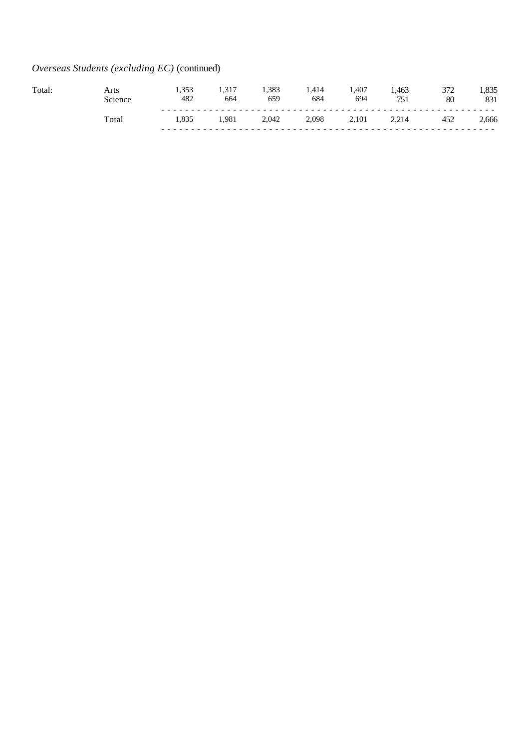*Overseas Students (excluding EC)* (continued)

| | | | | | | | | | |
|---|---|---|---|---|---|---|---|---|---|
| Total: | Arts | 1,353 | 1,317 | 1,383 | 1,414 | 1,407 | 1,463 | 372 | 1,835 |
| | Science | 482 | 664 | 659 | 684 | 694 | 751 | 80 | 831 |
| | Total | 1,835 | 1,981 | 2,042 | 2,098 | 2,101 | 2,214 | 452 | 2,666 |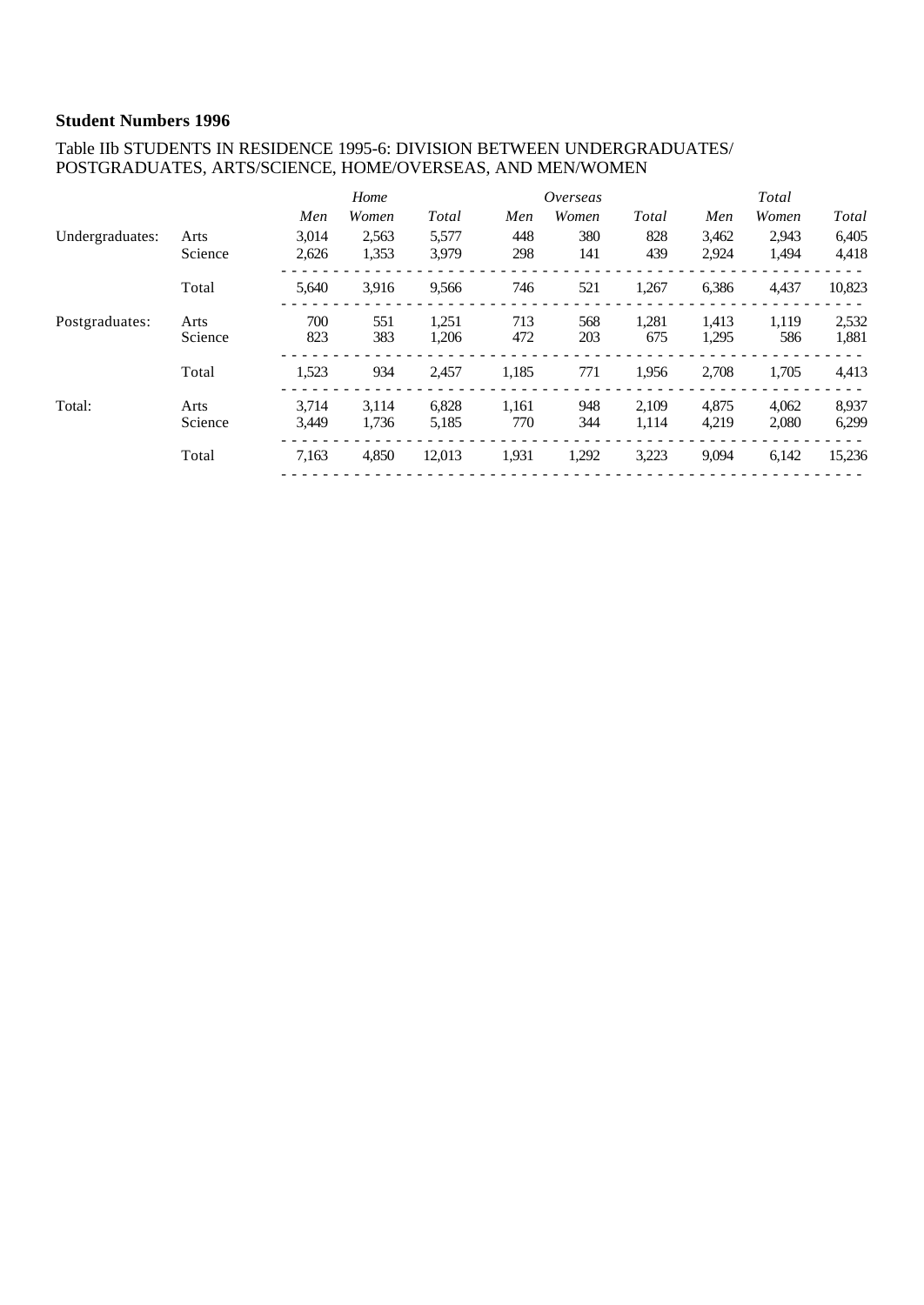**Student Numbers 1996**

Table IIb STUDENTS IN RESIDENCE 1995-6: DIVISION BETWEEN UNDERGRADUATES/ POSTGRADUATES, ARTS/SCIENCE, HOME/OVERSEAS, AND MEN/WOMEN

| | | *Home* | | | *Overseas* | | | *Total* | | |
|---|---|---|---|---|---|---|---|---|---|---|
| | | *Men* | *Women* | *Total* | *Men* | *Women* | *Total* | *Men* | *Women* | *Total* |
| Undergraduates: | Arts | 3,014 | 2,563 | 5,577 | 448 | 380 | 828 | 3,462 | 2,943 | 6,405 |
| | Science | 2,626 | 1,353 | 3,979 | 298 | 141 | 439 | 2,924 | 1,494 | 4,418 |
| | Total | 5,640 | 3,916 | 9,566 | 746 | 521 | 1,267 | 6,386 | 4,437 | 10,823 |
| Postgraduates: | Arts | 700 | 551 | 1,251 | 713 | 568 | 1,281 | 1,413 | 1,119 | 2,532 |
| | Science | 823 | 383 | 1,206 | 472 | 203 | 675 | 1,295 | 586 | 1,881 |
| | Total | 1,523 | 934 | 2,457 | 1,185 | 771 | 1,956 | 2,708 | 1,705 | 4,413 |
| Total: | Arts | 3,714 | 3,114 | 6,828 | 1,161 | 948 | 2,109 | 4,875 | 4,062 | 8,937 |
| | Science | 3,449 | 1,736 | 5,185 | 770 | 344 | 1,114 | 4,219 | 2,080 | 6,299 |
| | Total | 7,163 | 4,850 | 12,013 | 1,931 | 1,292 | 3,223 | 9,094 | 6,142 | 15,236 |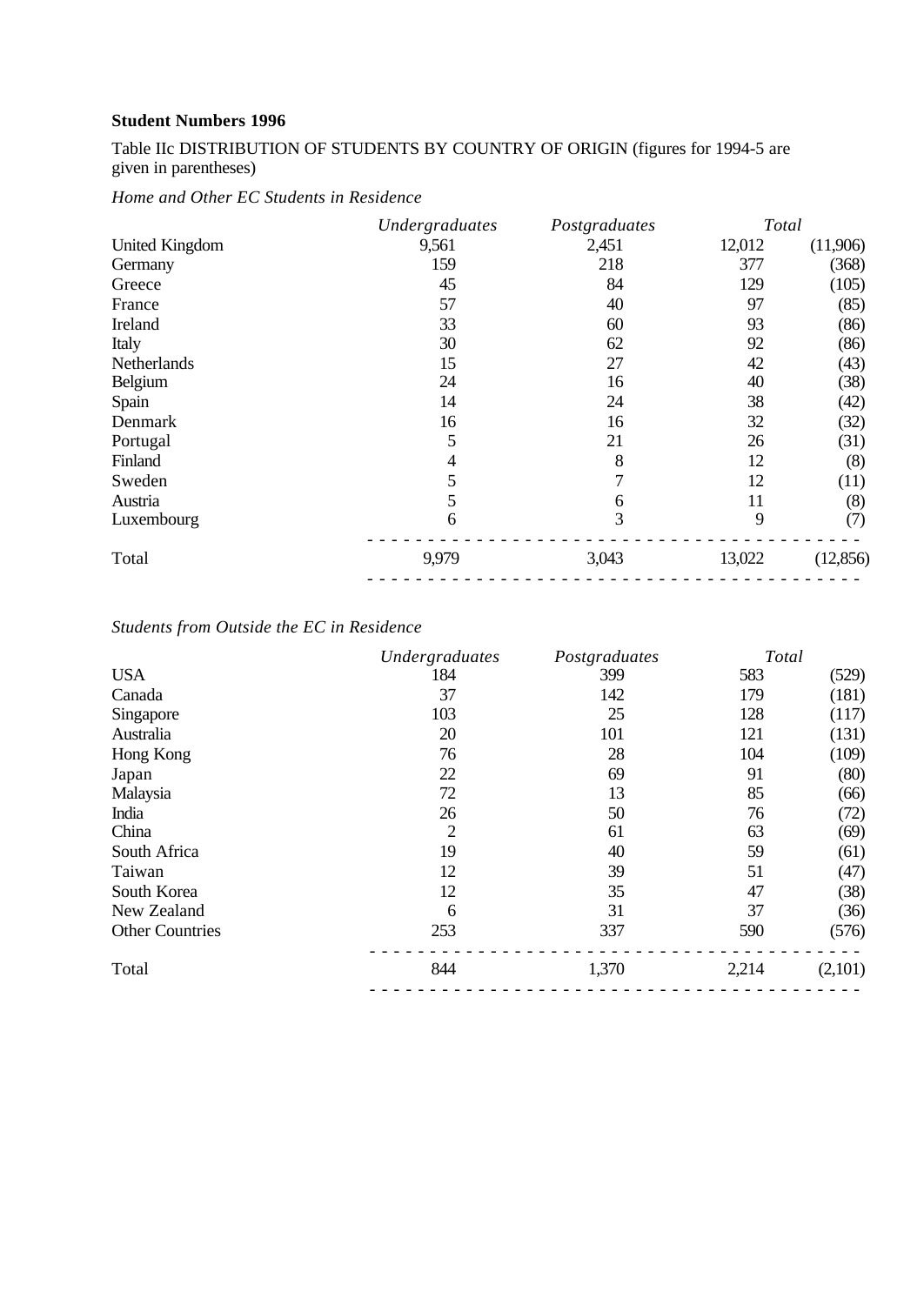**Student Numbers 1996**

Table IIc DISTRIBUTION OF STUDENTS BY COUNTRY OF ORIGIN (figures for 1994-5 are given in parentheses)

*Home and Other EC Students in Residence*

| | *Undergraduates* | *Postgraduates* | *Total* | |
|---|---|---|---|---|
| United Kingdom | 9,561 | 2,451 | 12,012 | (11,906) |
| Germany | 159 | 218 | 377 | (368) |
| Greece | 45 | 84 | 129 | (105) |
| France | 57 | 40 | 97 | (85) |
| Ireland | 33 | 60 | 93 | (86) |
| Italy | 30 | 62 | 92 | (86) |
| Netherlands | 15 | 27 | 42 | (43) |
| Belgium | 24 | 16 | 40 | (38) |
| Spain | 14 | 24 | 38 | (42) |
| Denmark | 16 | 16 | 32 | (32) |
| Portugal | 5 | 21 | 26 | (31) |
| Finland | 4 | 8 | 12 | (8) |
| Sweden | 5 | 7 | 12 | (11) |
| Austria | 5 | 6 | 11 | (8) |
| Luxembourg | 6 | 3 | 9 | (7) |
| Total | 9,979 | 3,043 | 13,022 | (12,856) |

*Students from Outside the EC in Residence*

| | *Undergraduates* | *Postgraduates* | *Total* | |
|---|---|---|---|---|
| USA | 184 | 399 | 583 | (529) |
| Canada | 37 | 142 | 179 | (181) |
| Singapore | 103 | 25 | 128 | (117) |
| Australia | 20 | 101 | 121 | (131) |
| Hong Kong | 76 | 28 | 104 | (109) |
| Japan | 22 | 69 | 91 | (80) |
| Malaysia | 72 | 13 | 85 | (66) |
| India | 26 | 50 | 76 | (72) |
| China | 2 | 61 | 63 | (69) |
| South Africa | 19 | 40 | 59 | (61) |
| Taiwan | 12 | 39 | 51 | (47) |
| South Korea | 12 | 35 | 47 | (38) |
| New Zealand | 6 | 31 | 37 | (36) |
| Other Countries | 253 | 337 | 590 | (576) |
| Total | 844 | 1,370 | 2,214 | (2,101) |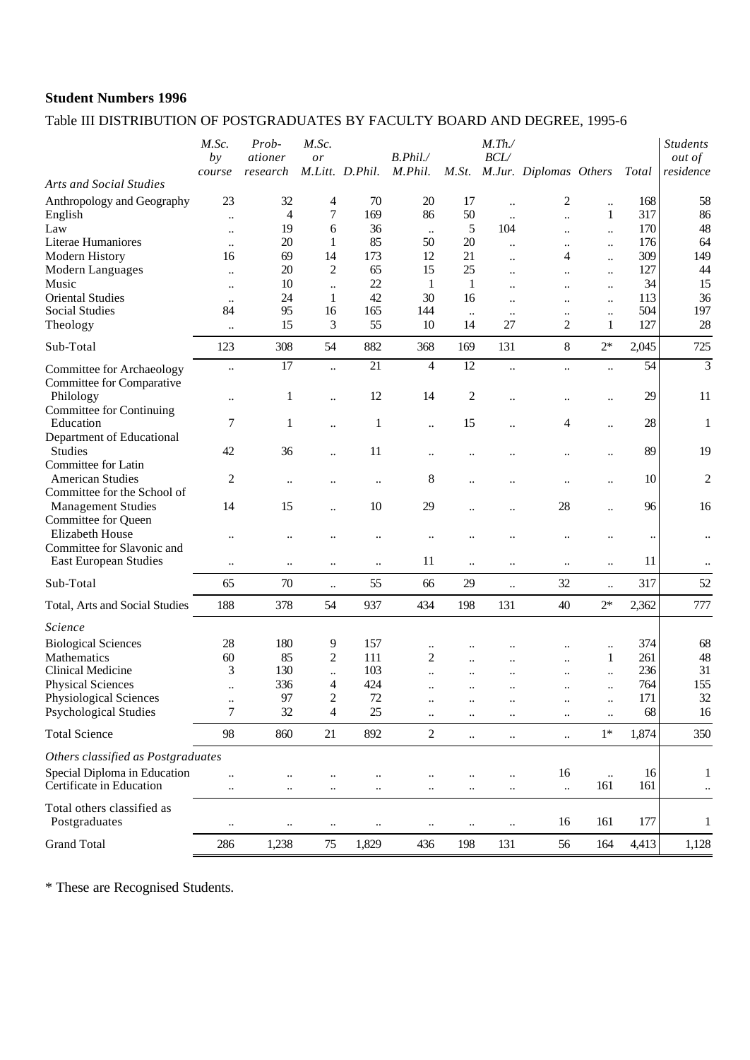**Student Numbers 1996**

Table III DISTRIBUTION OF POSTGRADUATES BY FACULTY BOARD AND DEGREE, 1995-6

| | *M.Sc. by course* | *Prob-ationer research* | *M.Sc. or M.Litt.* | *D.Phil.* | *B.Phil./ M.Phil.* | *M.St.* | *M.Th./ BCL/ M.Jur.* | *Diplomas* | *Others* | *Total* | *Students out of residence* |
|---|---|---|---|---|---|---|---|---|---|---|---|
| *Arts and Social Studies* | | | | | | | | | | | |
| Anthropology and Geography | 23 | 32 | 4 | 70 | 20 | 17 | .. | 2 | .. | 168 | 58 |
| English | .. | 4 | 7 | 169 | 86 | 50 | .. | .. | 1 | 317 | 86 |
| Law | .. | 19 | 6 | 36 | .. | 5 | 104 | .. | .. | 170 | 48 |
| Literae Humaniores | .. | 20 | 1 | 85 | 50 | 20 | .. | .. | .. | 176 | 64 |
| Modern History | 16 | 69 | 14 | 173 | 12 | 21 | .. | 4 | .. | 309 | 149 |
| Modern Languages | .. | 20 | 2 | 65 | 15 | 25 | .. | .. | .. | 127 | 44 |
| Music | .. | 10 | .. | 22 | 1 | 1 | .. | .. | .. | 34 | 15 |
| Oriental Studies | .. | 24 | 1 | 42 | 30 | 16 | .. | .. | .. | 113 | 36 |
| Social Studies | 84 | 95 | 16 | 165 | 144 | .. | .. | .. | .. | 504 | 197 |
| Theology | .. | 15 | 3 | 55 | 10 | 14 | 27 | 2 | 1 | 127 | 28 |
| Sub-Total | 123 | 308 | 54 | 882 | 368 | 169 | 131 | 8 | 2* | 2,045 | 725 |
| Committee for Archaeology | .. | 17 | .. | 21 | 4 | 12 | .. | .. | .. | 54 | 3 |
| Committee for Comparative Philology | .. | 1 | .. | 12 | 14 | 2 | .. | .. | .. | 29 | 11 |
| Committee for Continuing Education | 7 | 1 | .. | 1 | .. | 15 | .. | 4 | .. | 28 | 1 |
| Department of Educational Studies | 42 | 36 | .. | 11 | .. | .. | .. | .. | .. | 89 | 19 |
| Committee for Latin American Studies | 2 | .. | .. | .. | 8 | .. | .. | .. | .. | 10 | 2 |
| Committee for the School of Management Studies | 14 | 15 | .. | 10 | 29 | .. | .. | 28 | .. | 96 | 16 |
| Committee for Queen Elizabeth House | .. | .. | .. | .. | .. | .. | .. | .. | .. | .. | .. |
| Committee for Slavonic and East European Studies | .. | .. | .. | .. | 11 | .. | .. | .. | .. | 11 | .. |
| Sub-Total | 65 | 70 | .. | 55 | 66 | 29 | .. | 32 | .. | 317 | 52 |
| Total, Arts and Social Studies | 188 | 378 | 54 | 937 | 434 | 198 | 131 | 40 | 2* | 2,362 | 777 |
| *Science* | | | | | | | | | | | |
| Biological Sciences | 28 | 180 | 9 | 157 | .. | .. | .. | .. | .. | 374 | 68 |
| Mathematics | 60 | 85 | 2 | 111 | 2 | .. | .. | .. | 1 | 261 | 48 |
| Clinical Medicine | 3 | 130 | .. | 103 | .. | .. | .. | .. | .. | 236 | 31 |
| Physical Sciences | .. | 336 | 4 | 424 | .. | .. | .. | .. | .. | 764 | 155 |
| Physiological Sciences | .. | 97 | 2 | 72 | .. | .. | .. | .. | .. | 171 | 32 |
| Psychological Studies | 7 | 32 | 4 | 25 | .. | .. | .. | .. | .. | 68 | 16 |
| Total Science | 98 | 860 | 21 | 892 | 2 | .. | .. | .. | 1* | 1,874 | 350 |
| *Others classified as Postgraduates* | | | | | | | | | | | |
| Special Diploma in Education | .. | .. | .. | .. | .. | .. | .. | 16 | .. | 16 | 1 |
| Certificate in Education | .. | .. | .. | .. | .. | .. | .. | .. | 161 | 161 | .. |
| Total others classified as Postgraduates | .. | .. | .. | .. | .. | .. | .. | 16 | 161 | 177 | 1 |
| Grand Total | 286 | 1,238 | 75 | 1,829 | 436 | 198 | 131 | 56 | 164 | 4,413 | 1,128 |

\* These are Recognised Students.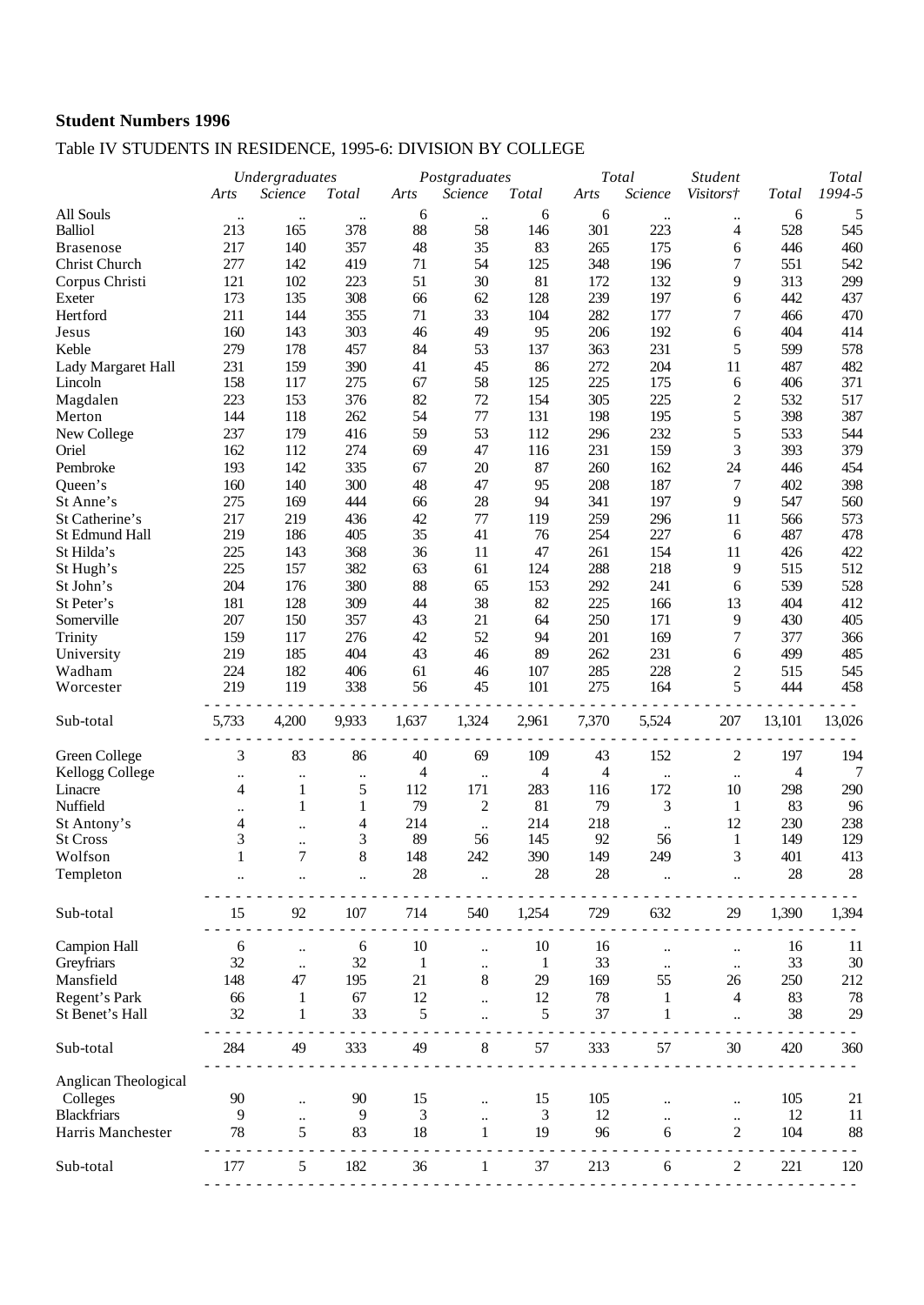**Student Numbers 1996**

Table IV STUDENTS IN RESIDENCE, 1995-6: DIVISION BY COLLEGE

| | *Undergraduates* | | | *Postgraduates* | | | *Total* | | *Student* | | *Total* |
|---|---|---|---|---|---|---|---|---|---|---|---|
| | *Arts* | *Science* | *Total* | *Arts* | *Science* | *Total* | *Arts* | *Science* | *Visitors†* | *Total* | *1994-5* |
| All Souls | .. | .. | .. | 6 | .. | 6 | 6 | .. | .. | 6 | 5 |
| Balliol | 213 | 165 | 378 | 88 | 58 | 146 | 301 | 223 | 4 | 528 | 545 |
| Brasenose | 217 | 140 | 357 | 48 | 35 | 83 | 265 | 175 | 6 | 446 | 460 |
| Christ Church | 277 | 142 | 419 | 71 | 54 | 125 | 348 | 196 | 7 | 551 | 542 |
| Corpus Christi | 121 | 102 | 223 | 51 | 30 | 81 | 172 | 132 | 9 | 313 | 299 |
| Exeter | 173 | 135 | 308 | 66 | 62 | 128 | 239 | 197 | 6 | 442 | 437 |
| Hertford | 211 | 144 | 355 | 71 | 33 | 104 | 282 | 177 | 7 | 466 | 470 |
| Jesus | 160 | 143 | 303 | 46 | 49 | 95 | 206 | 192 | 6 | 404 | 414 |
| Keble | 279 | 178 | 457 | 84 | 53 | 137 | 363 | 231 | 5 | 599 | 578 |
| Lady Margaret Hall | 231 | 159 | 390 | 41 | 45 | 86 | 272 | 204 | 11 | 487 | 482 |
| Lincoln | 158 | 117 | 275 | 67 | 58 | 125 | 225 | 175 | 6 | 406 | 371 |
| Magdalen | 223 | 153 | 376 | 82 | 72 | 154 | 305 | 225 | 2 | 532 | 517 |
| Merton | 144 | 118 | 262 | 54 | 77 | 131 | 198 | 195 | 5 | 398 | 387 |
| New College | 237 | 179 | 416 | 59 | 53 | 112 | 296 | 232 | 5 | 533 | 544 |
| Oriel | 162 | 112 | 274 | 69 | 47 | 116 | 231 | 159 | 3 | 393 | 379 |
| Pembroke | 193 | 142 | 335 | 67 | 20 | 87 | 260 | 162 | 24 | 446 | 454 |
| Queen's | 160 | 140 | 300 | 48 | 47 | 95 | 208 | 187 | 7 | 402 | 398 |
| St Anne's | 275 | 169 | 444 | 66 | 28 | 94 | 341 | 197 | 9 | 547 | 560 |
| St Catherine's | 217 | 219 | 436 | 42 | 77 | 119 | 259 | 296 | 11 | 566 | 573 |
| St Edmund Hall | 219 | 186 | 405 | 35 | 41 | 76 | 254 | 227 | 6 | 487 | 478 |
| St Hilda's | 225 | 143 | 368 | 36 | 11 | 47 | 261 | 154 | 11 | 426 | 422 |
| St Hugh's | 225 | 157 | 382 | 63 | 61 | 124 | 288 | 218 | 9 | 515 | 512 |
| St John's | 204 | 176 | 380 | 88 | 65 | 153 | 292 | 241 | 6 | 539 | 528 |
| St Peter's | 181 | 128 | 309 | 44 | 38 | 82 | 225 | 166 | 13 | 404 | 412 |
| Somerville | 207 | 150 | 357 | 43 | 21 | 64 | 250 | 171 | 9 | 430 | 405 |
| Trinity | 159 | 117 | 276 | 42 | 52 | 94 | 201 | 169 | 7 | 377 | 366 |
| University | 219 | 185 | 404 | 43 | 46 | 89 | 262 | 231 | 6 | 499 | 485 |
| Wadham | 224 | 182 | 406 | 61 | 46 | 107 | 285 | 228 | 2 | 515 | 545 |
| Worcester | 219 | 119 | 338 | 56 | 45 | 101 | 275 | 164 | 5 | 444 | 458 |
| Sub-total | 5,733 | 4,200 | 9,933 | 1,637 | 1,324 | 2,961 | 7,370 | 5,524 | 207 | 13,101 | 13,026 |
| Green College | 3 | 83 | 86 | 40 | 69 | 109 | 43 | 152 | 2 | 197 | 194 |
| Kellogg College | .. | .. | .. | 4 | .. | 4 | 4 | .. | .. | 4 | 7 |
| Linacre | 4 | 1 | 5 | 112 | 171 | 283 | 116 | 172 | 10 | 298 | 290 |
| Nuffield | .. | 1 | 1 | 79 | 2 | 81 | 79 | 3 | 1 | 83 | 96 |
| St Antony's | 4 | .. | 4 | 214 | .. | 214 | 218 | .. | 12 | 230 | 238 |
| St Cross | 3 | .. | 3 | 89 | 56 | 145 | 92 | 56 | 1 | 149 | 129 |
| Wolfson | 1 | 7 | 8 | 148 | 242 | 390 | 149 | 249 | 3 | 401 | 413 |
| Templeton | .. | .. | .. | 28 | .. | 28 | 28 | .. | .. | 28 | 28 |
| Sub-total | 15 | 92 | 107 | 714 | 540 | 1,254 | 729 | 632 | 29 | 1,390 | 1,394 |
| Campion Hall | 6 | .. | 6 | 10 | .. | 10 | 16 | .. | .. | 16 | 11 |
| Greyfriars | 32 | .. | 32 | 1 | .. | 1 | 33 | .. | .. | 33 | 30 |
| Mansfield | 148 | 47 | 195 | 21 | 8 | 29 | 169 | 55 | 26 | 250 | 212 |
| Regent's Park | 66 | 1 | 67 | 12 | .. | 12 | 78 | 1 | 4 | 83 | 78 |
| St Benet's Hall | 32 | 1 | 33 | 5 | .. | 5 | 37 | 1 | .. | 38 | 29 |
| Sub-total | 284 | 49 | 333 | 49 | 8 | 57 | 333 | 57 | 30 | 420 | 360 |
| Anglican Theological Colleges | 90 | .. | 90 | 15 | .. | 15 | 105 | .. | .. | 105 | 21 |
| Blackfriars | 9 | .. | 9 | 3 | .. | 3 | 12 | .. | .. | 12 | 11 |
| Harris Manchester | 78 | 5 | 83 | 18 | 1 | 19 | 96 | 6 | 2 | 104 | 88 |
| Sub-total | 177 | 5 | 182 | 36 | 1 | 37 | 213 | 6 | 2 | 221 | 120 |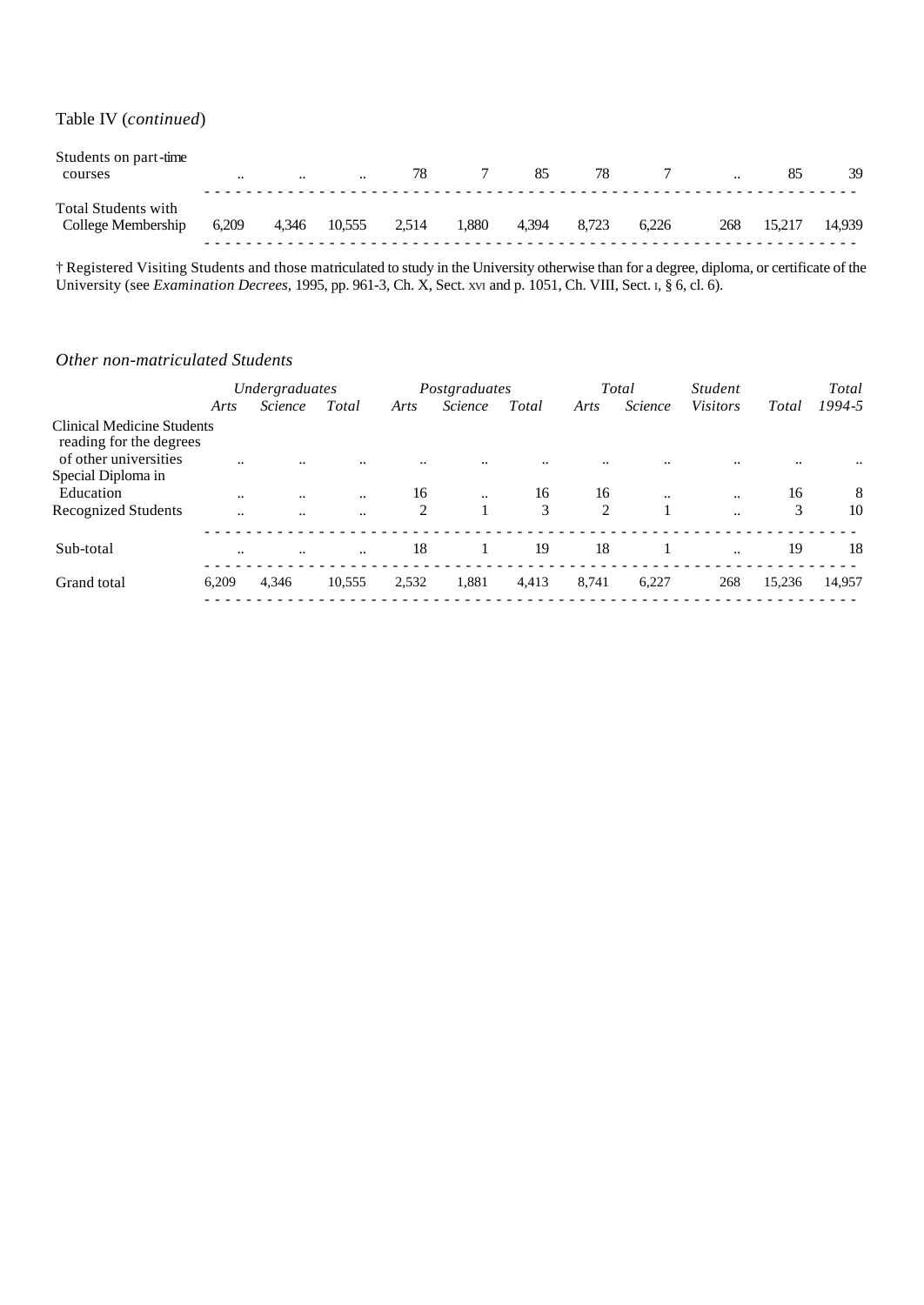Table IV (*continued*)

| | | | | | | | | | | | |
|---|---|---|---|---|---|---|---|---|---|---|---|
| Students on part-time courses | .. | .. | .. | 78 | 7 | 85 | 78 | 7 | .. | 85 | 39 |
| Total Students with College Membership | 6,209 | 4,346 | 10,555 | 2,514 | 1,880 | 4,394 | 8,723 | 6,226 | 268 | 15,217 | 14,939 |

† Registered Visiting Students and those matriculated to study in the University otherwise than for a degree, diploma, or certificate of the University (see *Examination Decrees*, 1995, pp. 961-3, Ch. X, Sect. XVI and p. 1051, Ch. VIII, Sect. I, § 6, cl. 6).

*Other non-matriculated Students*

| | *Undergraduates* | | | *Postgraduates* | | | *Total* | | *Student* | | *Total* |
|---|---|---|---|---|---|---|---|---|---|---|---|
| | *Arts* | *Science* | *Total* | *Arts* | *Science* | *Total* | *Arts* | *Science* | *Visitors* | *Total* | *1994-5* |
| Clinical Medicine Students reading for the degrees of other universities | .. | .. | .. | .. | .. | .. | .. | .. | .. | .. | .. |
| Special Diploma in Education | .. | .. | .. | 16 | .. | 16 | 16 | .. | .. | 16 | 8 |
| Recognized Students | .. | .. | .. | 2 | 1 | 3 | 2 | 1 | .. | 3 | 10 |
| Sub-total | .. | .. | .. | 18 | 1 | 19 | 18 | 1 | .. | 19 | 18 |
| Grand total | 6,209 | 4,346 | 10,555 | 2,532 | 1,881 | 4,413 | 8,741 | 6,227 | 268 | 15,236 | 14,957 |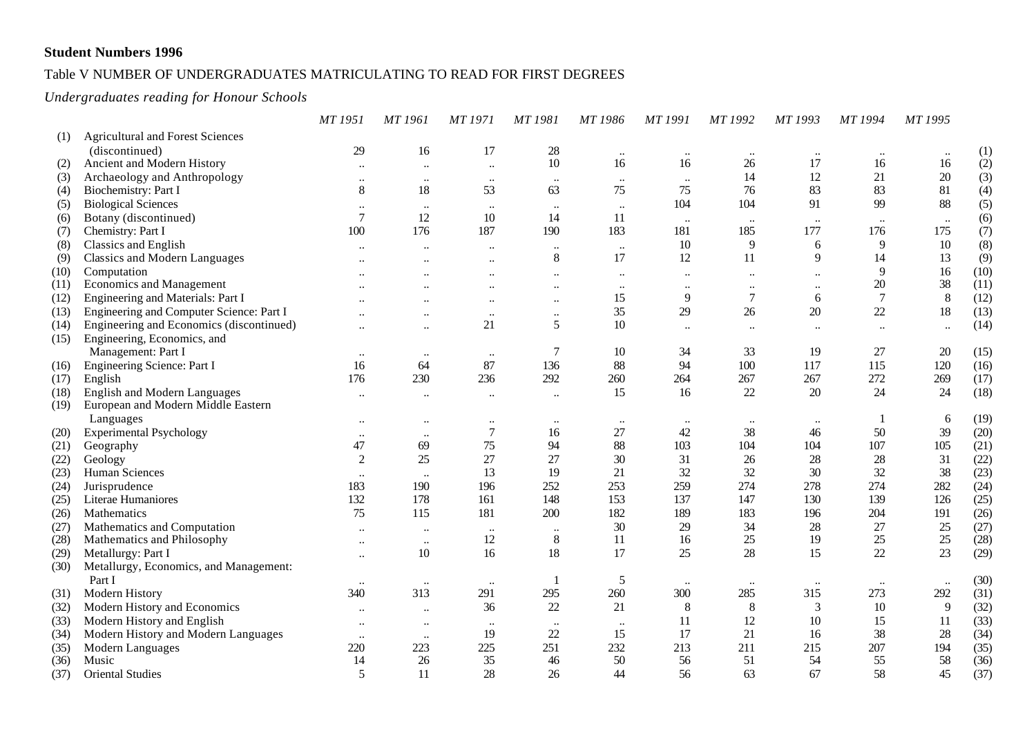**Student Numbers 1996**

Table V NUMBER OF UNDERGRADUATES MATRICULATING TO READ FOR FIRST DEGREES

*Undergraduates reading for Honour Schools*

| | | *MT 1951* | *MT 1961* | *MT 1971* | *MT 1981* | *MT 1986* | *MT 1991* | *MT 1992* | *MT 1993* | *MT 1994* | *MT 1995* | |
|---|---|---|---|---|---|---|---|---|---|---|---|---|
| (1) | Agricultural and Forest Sciences (discontinued) | 29 | 16 | 17 | 28 | .. | .. | .. | .. | .. | .. | (1) |
| (2) | Ancient and Modern History | .. | .. | .. | 10 | 16 | 16 | 26 | 17 | 16 | 16 | (2) |
| (3) | Archaeology and Anthropology | .. | .. | .. | .. | .. | .. | 14 | 12 | 21 | 20 | (3) |
| (4) | Biochemistry: Part I | 8 | 18 | 53 | 63 | 75 | 75 | 76 | 83 | 83 | 81 | (4) |
| (5) | Biological Sciences | .. | .. | .. | .. | .. | 104 | 104 | 91 | 99 | 88 | (5) |
| (6) | Botany (discontinued) | 7 | 12 | 10 | 14 | 11 | .. | .. | .. | .. | .. | (6) |
| (7) | Chemistry: Part I | 100 | 176 | 187 | 190 | 183 | 181 | 185 | 177 | 176 | 175 | (7) |
| (8) | Classics and English | .. | .. | .. | .. | .. | 10 | 9 | 6 | 9 | 10 | (8) |
| (9) | Classics and Modern Languages | .. | .. | .. | 8 | 17 | 12 | 11 | 9 | 14 | 13 | (9) |
| (10) | Computation | .. | .. | .. | .. | .. | .. | .. | .. | 9 | 16 | (10) |
| (11) | Economics and Management | .. | .. | .. | .. | .. | .. | .. | .. | 20 | 38 | (11) |
| (12) | Engineering and Materials: Part I | .. | .. | .. | .. | 15 | 9 | 7 | 6 | 7 | 8 | (12) |
| (13) | Engineering and Computer Science: Part I | .. | .. | .. | .. | 35 | 29 | 26 | 20 | 22 | 18 | (13) |
| (14) | Engineering and Economics (discontinued) | .. | .. | 21 | 5 | 10 | .. | .. | .. | .. | .. | (14) |
| (15) | Engineering, Economics, and Management: Part I | .. | .. | .. | 7 | 10 | 34 | 33 | 19 | 27 | 20 | (15) |
| (16) | Engineering Science: Part I | 16 | 64 | 87 | 136 | 88 | 94 | 100 | 117 | 115 | 120 | (16) |
| (17) | English | 176 | 230 | 236 | 292 | 260 | 264 | 267 | 267 | 272 | 269 | (17) |
| (18) | English and Modern Languages | .. | .. | .. | .. | 15 | 16 | 22 | 20 | 24 | 24 | (18) |
| (19) | European and Modern Middle Eastern Languages | .. | .. | .. | .. | .. | .. | .. | .. | 1 | 6 | (19) |
| (20) | Experimental Psychology | .. | .. | 7 | 16 | 27 | 42 | 38 | 46 | 50 | 39 | (20) |
| (21) | Geography | 47 | 69 | 75 | 94 | 88 | 103 | 104 | 104 | 107 | 105 | (21) |
| (22) | Geology | 2 | 25 | 27 | 27 | 30 | 31 | 26 | 28 | 28 | 31 | (22) |
| (23) | Human Sciences | .. | .. | 13 | 19 | 21 | 32 | 32 | 30 | 32 | 38 | (23) |
| (24) | Jurisprudence | 183 | 190 | 196 | 252 | 253 | 259 | 274 | 278 | 274 | 282 | (24) |
| (25) | Literae Humaniores | 132 | 178 | 161 | 148 | 153 | 137 | 147 | 130 | 139 | 126 | (25) |
| (26) | Mathematics | 75 | 115 | 181 | 200 | 182 | 189 | 183 | 196 | 204 | 191 | (26) |
| (27) | Mathematics and Computation | .. | .. | .. | .. | 30 | 29 | 34 | 28 | 27 | 25 | (27) |
| (28) | Mathematics and Philosophy | .. | .. | 12 | 8 | 11 | 16 | 25 | 19 | 25 | 25 | (28) |
| (29) | Metallurgy: Part I | .. | 10 | 16 | 18 | 17 | 25 | 28 | 15 | 22 | 23 | (29) |
| (30) | Metallurgy, Economics, and Management: Part I | .. | .. | .. | 1 | 5 | .. | .. | .. | .. | .. | (30) |
| (31) | Modern History | 340 | 313 | 291 | 295 | 260 | 300 | 285 | 315 | 273 | 292 | (31) |
| (32) | Modern History and Economics | .. | .. | 36 | 22 | 21 | 8 | 8 | 3 | 10 | 9 | (32) |
| (33) | Modern History and English | .. | .. | .. | .. | .. | 11 | 12 | 10 | 15 | 11 | (33) |
| (34) | Modern History and Modern Languages | .. | .. | 19 | 22 | 15 | 17 | 21 | 16 | 38 | 28 | (34) |
| (35) | Modern Languages | 220 | 223 | 225 | 251 | 232 | 213 | 211 | 215 | 207 | 194 | (35) |
| (36) | Music | 14 | 26 | 35 | 46 | 50 | 56 | 51 | 54 | 55 | 58 | (36) |
| (37) | Oriental Studies | 5 | 11 | 28 | 26 | 44 | 56 | 63 | 67 | 58 | 45 | (37) |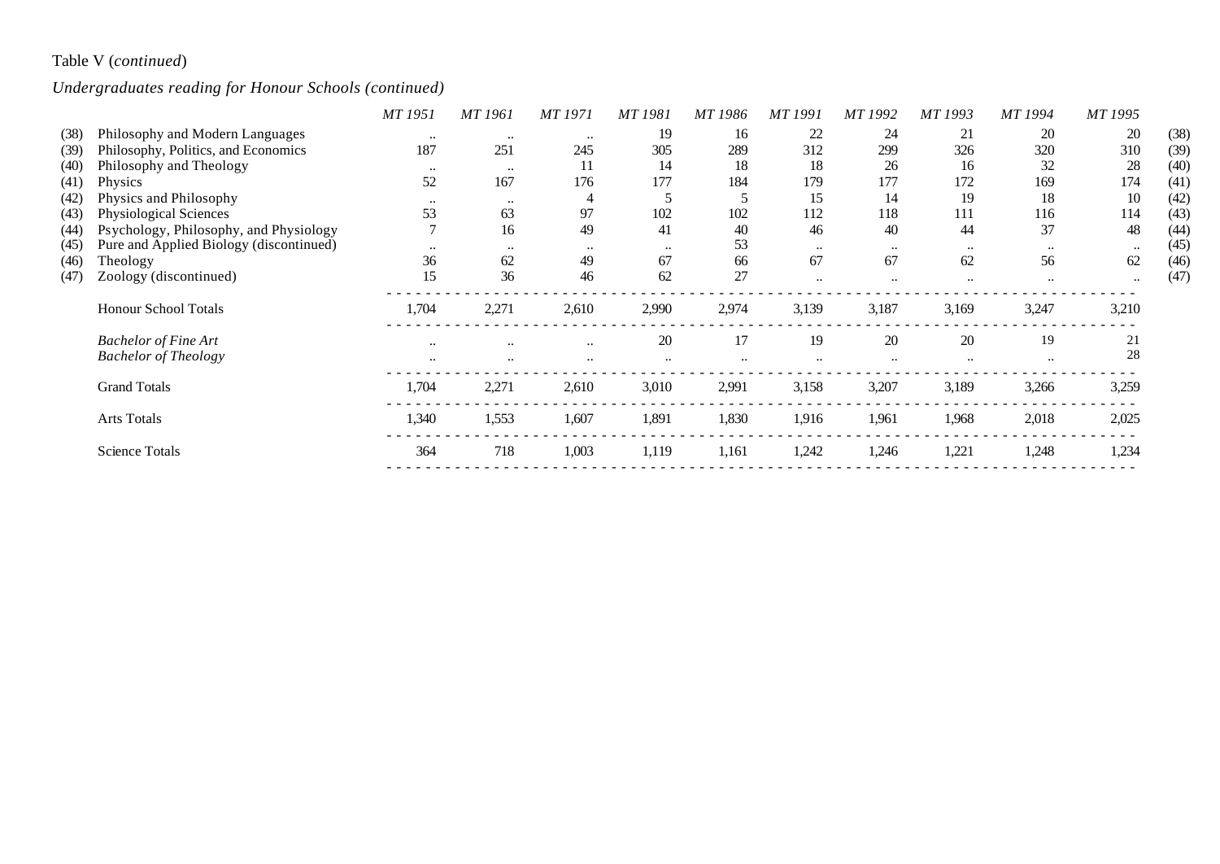Table V (*continued*)

*Undergraduates reading for Honour Schools (continued)*

| | | *MT 1951* | *MT 1961* | *MT 1971* | *MT 1981* | *MT 1986* | *MT 1991* | *MT 1992* | *MT 1993* | *MT 1994* | *MT 1995* | |
|---|---|---|---|---|---|---|---|---|---|---|---|---|
| (38) | Philosophy and Modern Languages | .. | .. | .. | 19 | 16 | 22 | 24 | 21 | 20 | 20 | (38) |
| (39) | Philosophy, Politics, and Economics | 187 | 251 | 245 | 305 | 289 | 312 | 299 | 326 | 320 | 310 | (39) |
| (40) | Philosophy and Theology | .. | .. | 11 | 14 | 18 | 18 | 26 | 16 | 32 | 28 | (40) |
| (41) | Physics | 52 | 167 | 176 | 177 | 184 | 179 | 177 | 172 | 169 | 174 | (41) |
| (42) | Physics and Philosophy | .. | .. | 4 | 5 | 5 | 15 | 14 | 19 | 18 | 10 | (42) |
| (43) | Physiological Sciences | 53 | 63 | 97 | 102 | 102 | 112 | 118 | 111 | 116 | 114 | (43) |
| (44) | Psychology, Philosophy, and Physiology | 7 | 16 | 49 | 41 | 40 | 46 | 40 | 44 | 37 | 48 | (44) |
| (45) | Pure and Applied Biology (discontinued) | .. | .. | .. | .. | 53 | .. | .. | .. | .. | .. | (45) |
| (46) | Theology | 36 | 62 | 49 | 67 | 66 | 67 | 67 | 62 | 56 | 62 | (46) |
| (47) | Zoology (discontinued) | 15 | 36 | 46 | 62 | 27 | .. | .. | .. | .. | .. | (47) |
| | Honour School Totals | 1,704 | 2,271 | 2,610 | 2,990 | 2,974 | 3,139 | 3,187 | 3,169 | 3,247 | 3,210 | |
| | *Bachelor of Fine Art* | .. | .. | .. | 20 | 17 | 19 | 20 | 20 | 19 | 21 | |
| | *Bachelor of Theology* | .. | .. | .. | .. | .. | .. | .. | .. | .. | 28 | |
| | Grand Totals | 1,704 | 2,271 | 2,610 | 3,010 | 2,991 | 3,158 | 3,207 | 3,189 | 3,266 | 3,259 | |
| | Arts Totals | 1,340 | 1,553 | 1,607 | 1,891 | 1,830 | 1,916 | 1,961 | 1,968 | 2,018 | 2,025 | |
| | Science Totals | 364 | 718 | 1,003 | 1,119 | 1,161 | 1,242 | 1,246 | 1,221 | 1,248 | 1,234 | |